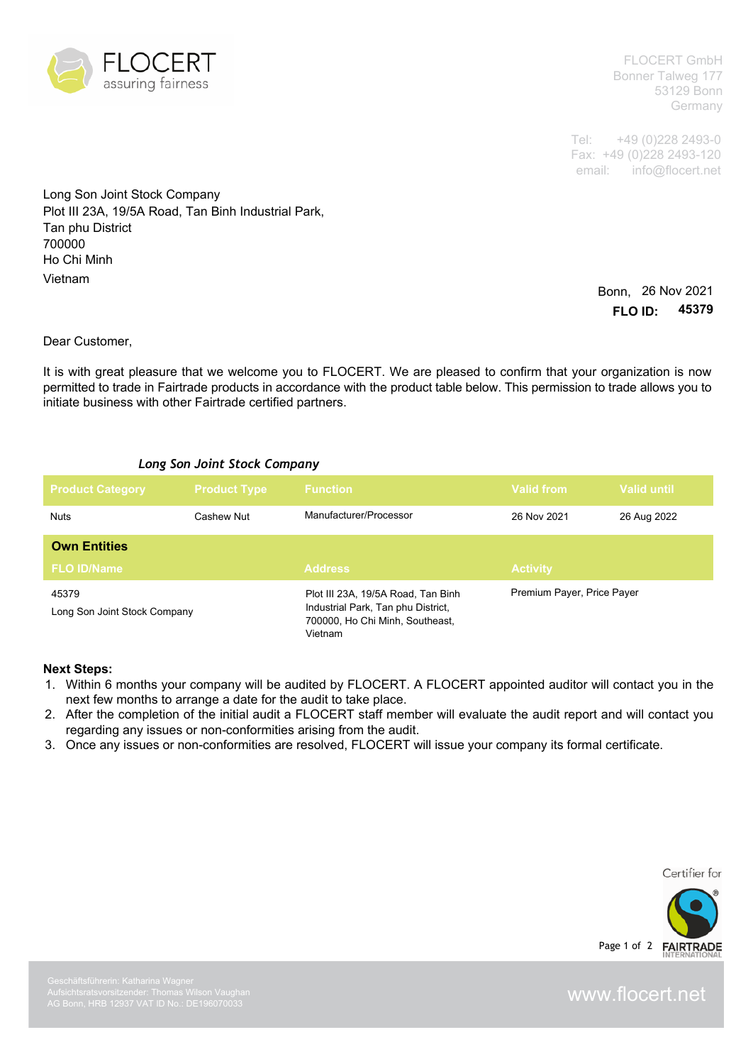FLOCERT
assuring fairness

FLOCERT GmbH
Bonner Talweg 177
53129 Bonn
Germany

Tel: +49 (0)228 2493-0
Fax: +49 (0)228 2493-120
email: info@flocert.net

Long Son Joint Stock Company
Plot III 23A, 19/5A Road, Tan Binh Industrial Park,
Tan phu District
700000
Ho Chi Minh
Vietnam

Bonn, 26 Nov 2021
**FLO ID: 45379**

Dear Customer,

It is with great pleasure that we welcome you to FLOCERT. We are pleased to confirm that your organization is now permitted to trade in Fairtrade products in accordance with the product table below. This permission to trade allows you to initiate business with other Fairtrade certified partners.

***Long Son Joint Stock Company***

| Product Category | Product Type | Function | Valid from | Valid until |
|---|---|---|---|---|
| Nuts | Cashew Nut | Manufacturer/Processor | 26 Nov 2021 | 26 Aug 2022 |

**Own Entities**

| FLO ID/Name | Address | Activity |
|---|---|---|
| 45379<br>Long Son Joint Stock Company | Plot III 23A, 19/5A Road, Tan Binh Industrial Park, Tan phu District, 700000, Ho Chi Minh, Southeast, Vietnam | Premium Payer, Price Payer |

**Next Steps:**

1. Within 6 months your company will be audited by FLOCERT. A FLOCERT appointed auditor will contact you in the next few months to arrange a date for the audit to take place.
2. After the completion of the initial audit a FLOCERT staff member will evaluate the audit report and will contact you regarding any issues or non-conformities arising from the audit.
3. Once any issues or non-conformities are resolved, FLOCERT will issue your company its formal certificate.

Certifier for FAIRTRADE INTERNATIONAL

Geschäftsführerin: Katharina Wagner
Aufsichtsratsvorsitzender: Thomas Wilson Vaughan
AG Bonn, HRB 12937 VAT ID No.: DE196070033

www.flocert.net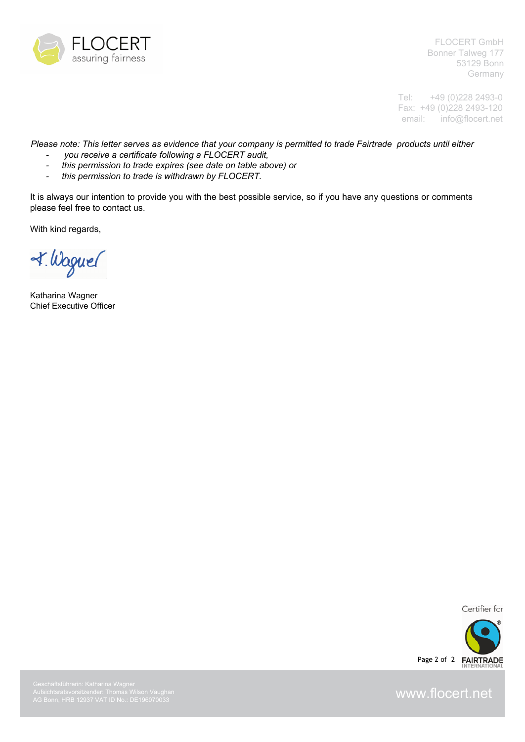FLOCERT GmbH
Bonner Talweg 177
53129 Bonn
Germany

Tel: +49 (0)228 2493-0
Fax: +49 (0)228 2493-120
email: info@flocert.net

*Please note: This letter serves as evidence that your company is permitted to trade Fairtrade products until either*

- *you receive a certificate following a FLOCERT audit,*
- *this permission to trade expires (see date on table above) or*
- *this permission to trade is withdrawn by FLOCERT.*

It is always our intention to provide you with the best possible service, so if you have any questions or comments please feel free to contact us.

With kind regards,

K. Wagner

Katharina Wagner
Chief Executive Officer

Certifier for FAIRTRADE INTERNATIONAL

Geschäftsführerin: Katharina Wagner
Aufsichtsratsvorsitzender: Thomas Wilson Vaughan
AG Bonn, HRB 12937 VAT ID No.: DE196070033

www.flocert.net